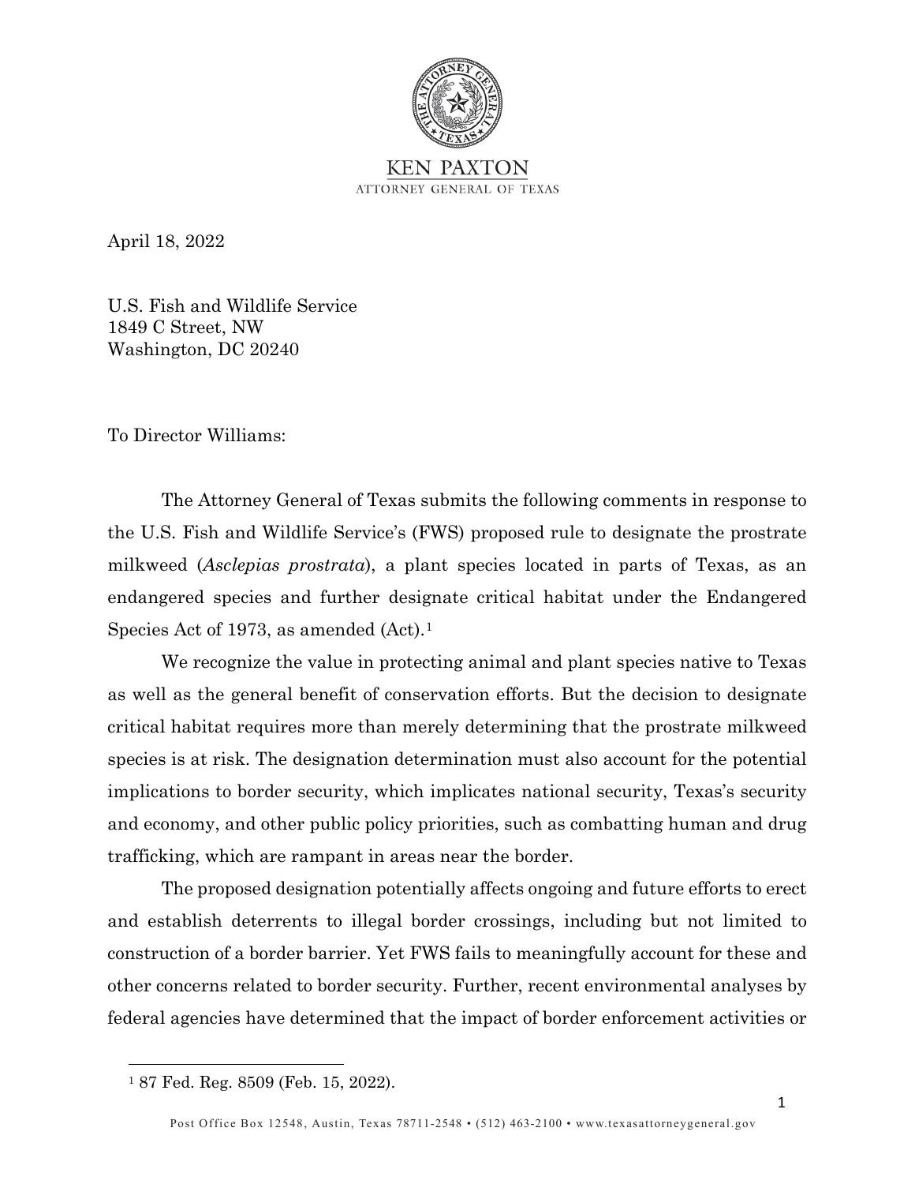KEN PAXTON
ATTORNEY GENERAL OF TEXAS

April 18, 2022

U.S. Fish and Wildlife Service
1849 C Street, NW
Washington, DC 20240

To Director Williams:

The Attorney General of Texas submits the following comments in response to the U.S. Fish and Wildlife Service's (FWS) proposed rule to designate the prostrate milkweed (*Asclepias prostrata*), a plant species located in parts of Texas, as an endangered species and further designate critical habitat under the Endangered Species Act of 1973, as amended (Act).[1]

We recognize the value in protecting animal and plant species native to Texas as well as the general benefit of conservation efforts. But the decision to designate critical habitat requires more than merely determining that the prostrate milkweed species is at risk. The designation determination must also account for the potential implications to border security, which implicates national security, Texas's security and economy, and other public policy priorities, such as combatting human and drug trafficking, which are rampant in areas near the border.

The proposed designation potentially affects ongoing and future efforts to erect and establish deterrents to illegal border crossings, including but not limited to construction of a border barrier. Yet FWS fails to meaningfully account for these and other concerns related to border security. Further, recent environmental analyses by federal agencies have determined that the impact of border enforcement activities or

[1] 87 Fed. Reg. 8509 (Feb. 15, 2022).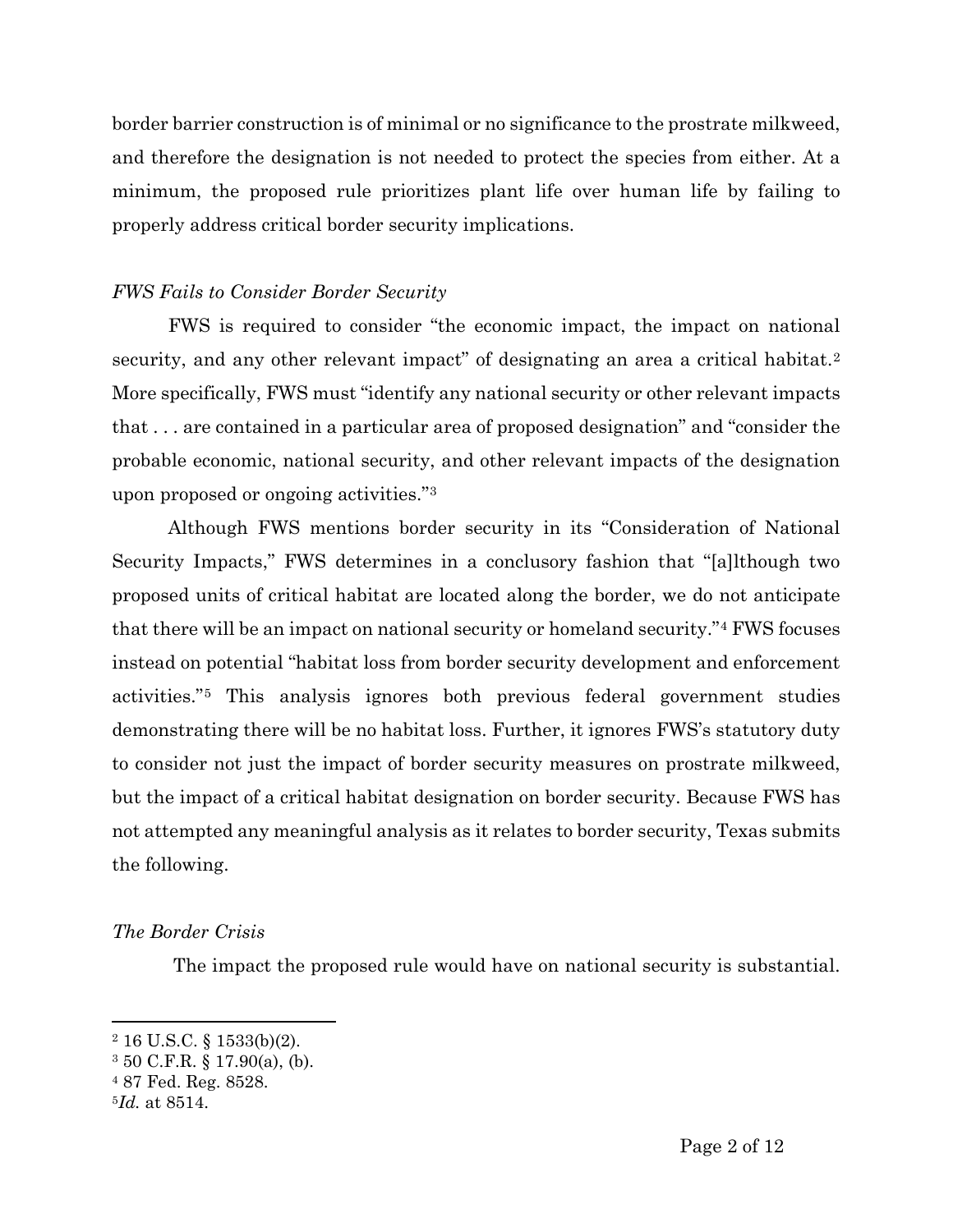border barrier construction is of minimal or no significance to the prostrate milkweed, and therefore the designation is not needed to protect the species from either. At a minimum, the proposed rule prioritizes plant life over human life by failing to properly address critical border security implications.

*FWS Fails to Consider Border Security*

FWS is required to consider "the economic impact, the impact on national security, and any other relevant impact" of designating an area a critical habitat.[2] More specifically, FWS must "identify any national security or other relevant impacts that . . . are contained in a particular area of proposed designation" and "consider the probable economic, national security, and other relevant impacts of the designation upon proposed or ongoing activities."[3]

Although FWS mentions border security in its "Consideration of National Security Impacts," FWS determines in a conclusory fashion that "[a]lthough two proposed units of critical habitat are located along the border, we do not anticipate that there will be an impact on national security or homeland security."[4] FWS focuses instead on potential "habitat loss from border security development and enforcement activities."[5] This analysis ignores both previous federal government studies demonstrating there will be no habitat loss. Further, it ignores FWS's statutory duty to consider not just the impact of border security measures on prostrate milkweed, but the impact of a critical habitat designation on border security. Because FWS has not attempted any meaningful analysis as it relates to border security, Texas submits the following.

*The Border Crisis*

The impact the proposed rule would have on national security is substantial.

---

[2] 16 U.S.C. § 1533(b)(2).
[3] 50 C.F.R. § 17.90(a), (b).
[4] 87 Fed. Reg. 8528.
[5] *Id.* at 8514.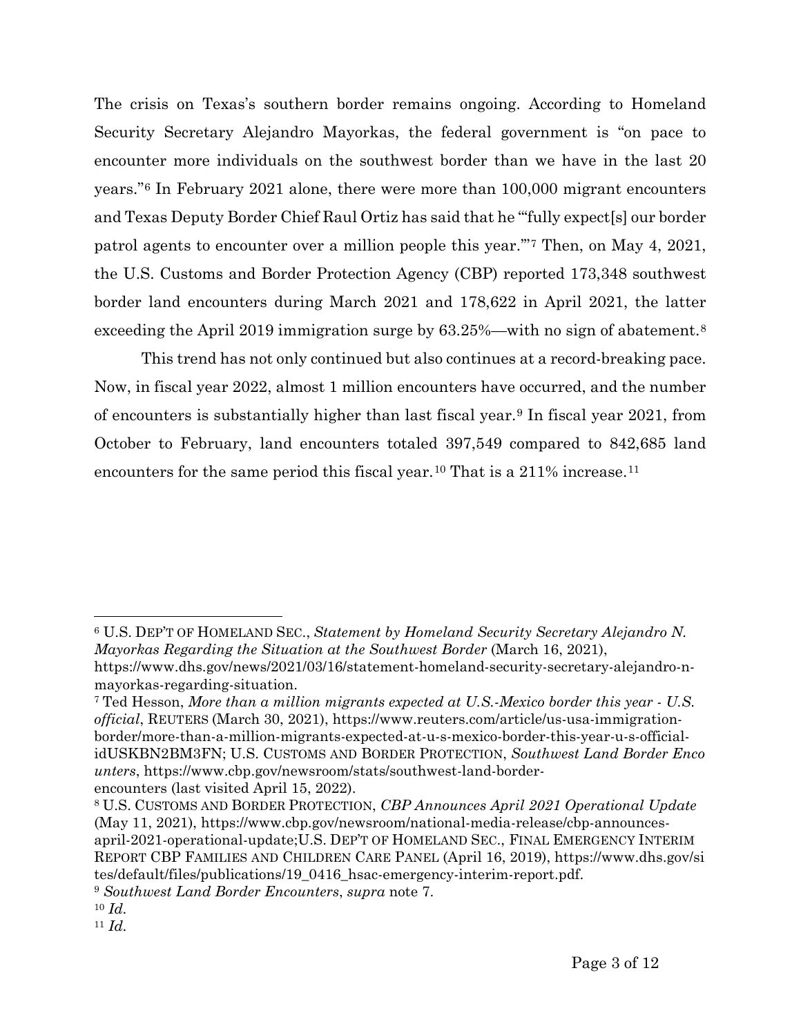The crisis on Texas's southern border remains ongoing. According to Homeland Security Secretary Alejandro Mayorkas, the federal government is "on pace to encounter more individuals on the southwest border than we have in the last 20 years."[6] In February 2021 alone, there were more than 100,000 migrant encounters and Texas Deputy Border Chief Raul Ortiz has said that he "'fully expect[s] our border patrol agents to encounter over a million people this year.'"[7] Then, on May 4, 2021, the U.S. Customs and Border Protection Agency (CBP) reported 173,348 southwest border land encounters during March 2021 and 178,622 in April 2021, the latter exceeding the April 2019 immigration surge by 63.25%—with no sign of abatement.[8]

This trend has not only continued but also continues at a record-breaking pace. Now, in fiscal year 2022, almost 1 million encounters have occurred, and the number of encounters is substantially higher than last fiscal year.[9] In fiscal year 2021, from October to February, land encounters totaled 397,549 compared to 842,685 land encounters for the same period this fiscal year.[10] That is a 211% increase.[11]

---

[6] U.S. DEP'T OF HOMELAND SEC., *Statement by Homeland Security Secretary Alejandro N. Mayorkas Regarding the Situation at the Southwest Border* (March 16, 2021), https://www.dhs.gov/news/2021/03/16/statement-homeland-security-secretary-alejandro-n-mayorkas-regarding-situation.

[7] Ted Hesson, *More than a million migrants expected at U.S.-Mexico border this year - U.S. official*, REUTERS (March 30, 2021), https://www.reuters.com/article/us-usa-immigration-border/more-than-a-million-migrants-expected-at-u-s-mexico-border-this-year-u-s-official-idUSKBN2BM3FN; U.S. CUSTOMS AND BORDER PROTECTION, *Southwest Land Border Encounters*, https://www.cbp.gov/newsroom/stats/southwest-land-border-encounters (last visited April 15, 2022).

[8] U.S. CUSTOMS AND BORDER PROTECTION, *CBP Announces April 2021 Operational Update* (May 11, 2021), https://www.cbp.gov/newsroom/national-media-release/cbp-announces-april-2021-operational-update;U.S. DEP'T OF HOMELAND SEC., FINAL EMERGENCY INTERIM REPORT CBP FAMILIES AND CHILDREN CARE PANEL (April 16, 2019), https://www.dhs.gov/sites/default/files/publications/19_0416_hsac-emergency-interim-report.pdf.

[9] *Southwest Land Border Encounters*, *supra* note 7.

[10] *Id.*

[11] *Id.*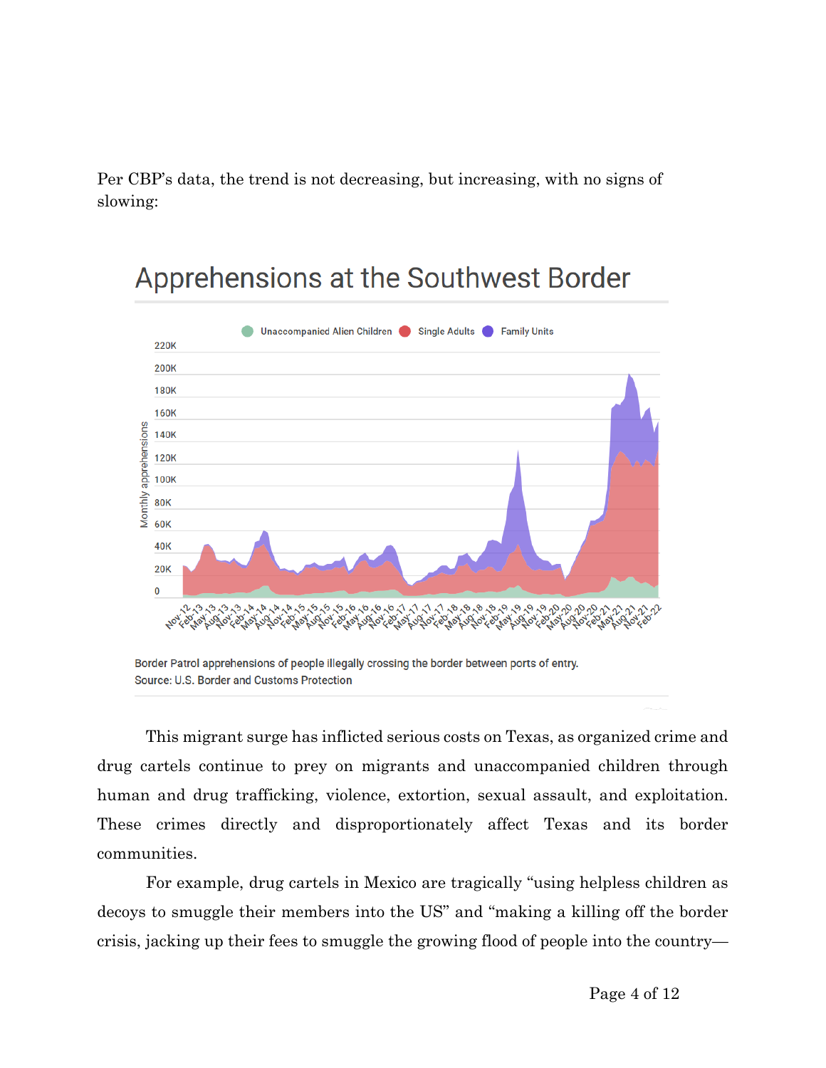Per CBP's data, the trend is not decreasing, but increasing, with no signs of slowing:

## Apprehensions at the Southwest Border

Border Patrol apprehensions of people illegally crossing the border between ports of entry.
Source: U.S. Border and Customs Protection

This migrant surge has inflicted serious costs on Texas, as organized crime and drug cartels continue to prey on migrants and unaccompanied children through human and drug trafficking, violence, extortion, sexual assault, and exploitation. These crimes directly and disproportionately affect Texas and its border communities.

For example, drug cartels in Mexico are tragically "using helpless children as decoys to smuggle their members into the US" and "making a killing off the border crisis, jacking up their fees to smuggle the growing flood of people into the country—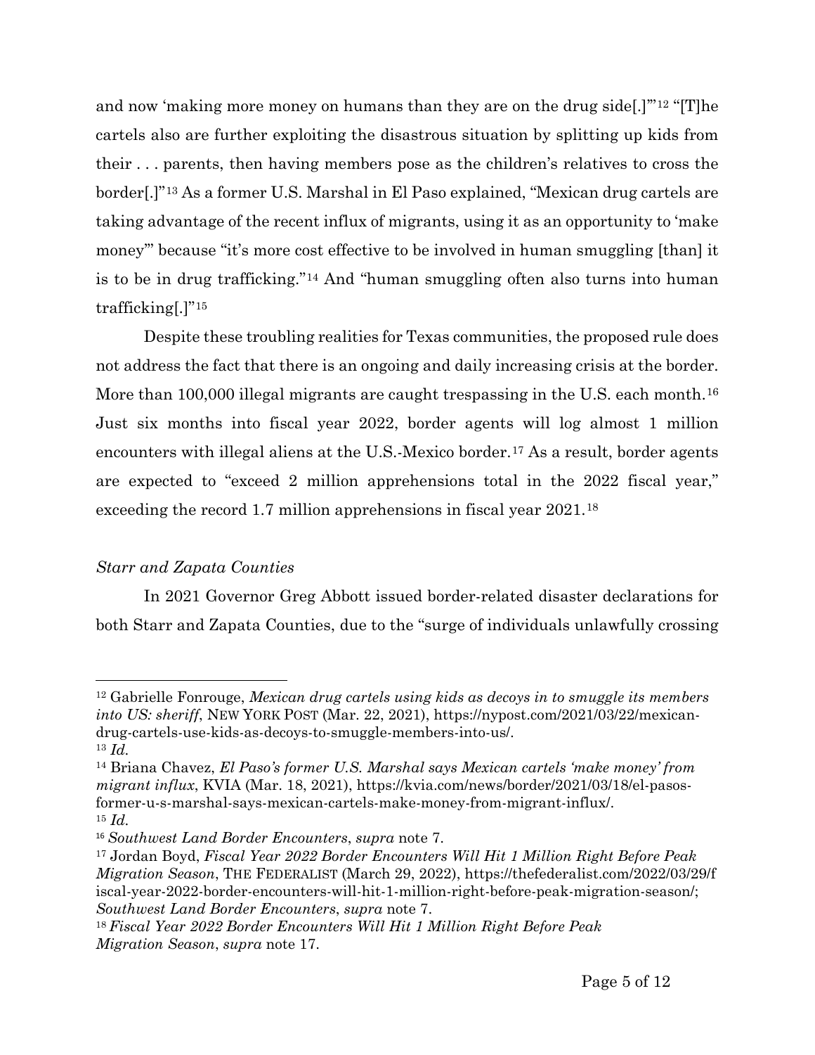and now 'making more money on humans than they are on the drug side[.]'"[12] "[T]he cartels also are further exploiting the disastrous situation by splitting up kids from their . . . parents, then having members pose as the children's relatives to cross the border[.]"[13] As a former U.S. Marshal in El Paso explained, "Mexican drug cartels are taking advantage of the recent influx of migrants, using it as an opportunity to 'make money'" because "it's more cost effective to be involved in human smuggling [than] it is to be in drug trafficking."[14] And "human smuggling often also turns into human trafficking[.]"[15]

Despite these troubling realities for Texas communities, the proposed rule does not address the fact that there is an ongoing and daily increasing crisis at the border. More than 100,000 illegal migrants are caught trespassing in the U.S. each month.[16] Just six months into fiscal year 2022, border agents will log almost 1 million encounters with illegal aliens at the U.S.-Mexico border.[17] As a result, border agents are expected to "exceed 2 million apprehensions total in the 2022 fiscal year," exceeding the record 1.7 million apprehensions in fiscal year 2021.[18]

*Starr and Zapata Counties*

In 2021 Governor Greg Abbott issued border-related disaster declarations for both Starr and Zapata Counties, due to the "surge of individuals unlawfully crossing

---

[12] Gabrielle Fonrouge, *Mexican drug cartels using kids as decoys in to smuggle its members into US: sheriff*, NEW YORK POST (Mar. 22, 2021), https://nypost.com/2021/03/22/mexican-drug-cartels-use-kids-as-decoys-to-smuggle-members-into-us/.

[13] *Id.*

[14] Briana Chavez, *El Paso's former U.S. Marshal says Mexican cartels 'make money' from migrant influx*, KVIA (Mar. 18, 2021), https://kvia.com/news/border/2021/03/18/el-pasos-former-u-s-marshal-says-mexican-cartels-make-money-from-migrant-influx/.

[15] *Id.*

[16] *Southwest Land Border Encounters*, *supra* note 7.

[17] Jordan Boyd, *Fiscal Year 2022 Border Encounters Will Hit 1 Million Right Before Peak Migration Season*, THE FEDERALIST (March 29, 2022), https://thefederalist.com/2022/03/29/fiscal-year-2022-border-encounters-will-hit-1-million-right-before-peak-migration-season/; *Southwest Land Border Encounters*, *supra* note 7.

[18] *Fiscal Year 2022 Border Encounters Will Hit 1 Million Right Before Peak Migration Season*, *supra* note 17.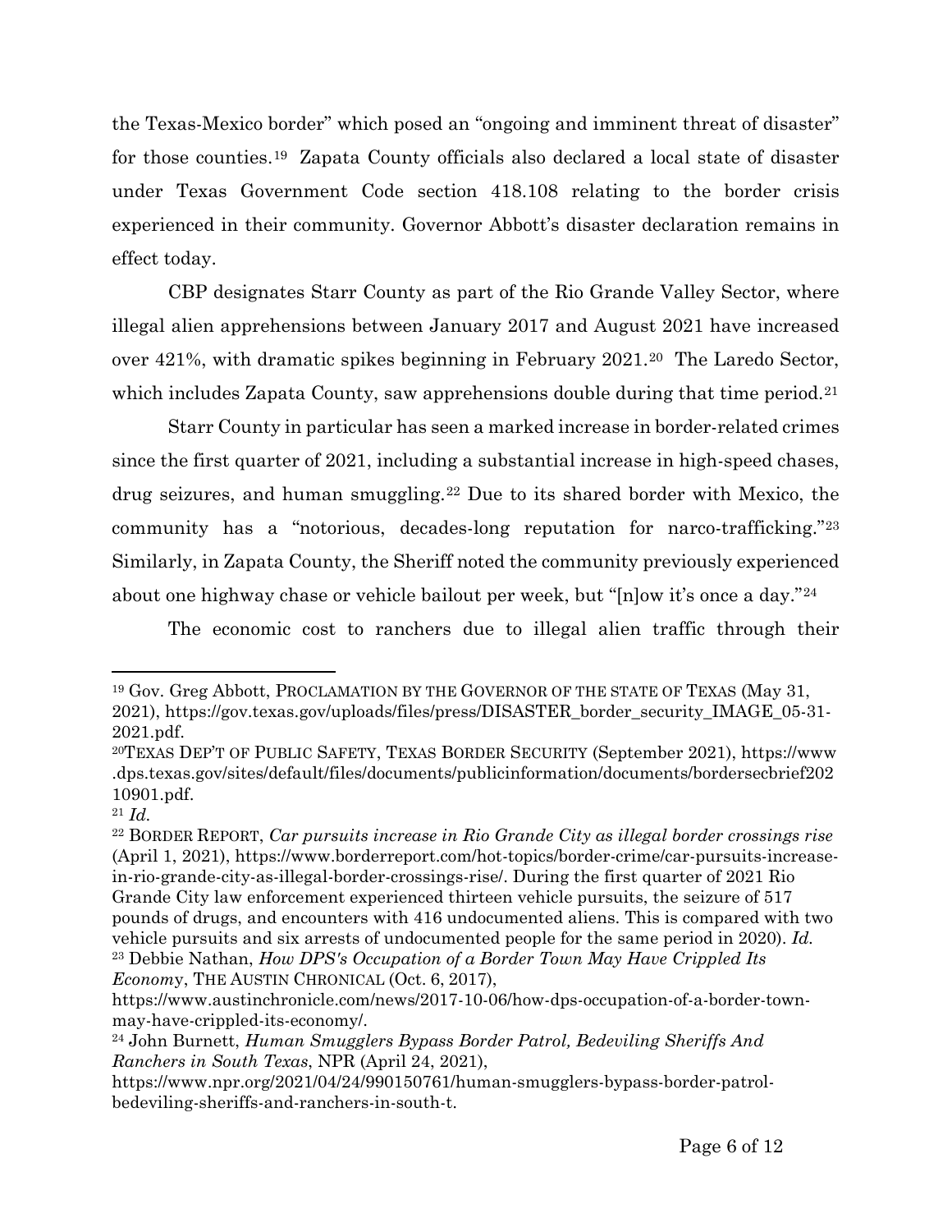the Texas-Mexico border" which posed an "ongoing and imminent threat of disaster" for those counties.[19] Zapata County officials also declared a local state of disaster under Texas Government Code section 418.108 relating to the border crisis experienced in their community. Governor Abbott's disaster declaration remains in effect today.

CBP designates Starr County as part of the Rio Grande Valley Sector, where illegal alien apprehensions between January 2017 and August 2021 have increased over 421%, with dramatic spikes beginning in February 2021.[20] The Laredo Sector, which includes Zapata County, saw apprehensions double during that time period.[21]

Starr County in particular has seen a marked increase in border-related crimes since the first quarter of 2021, including a substantial increase in high-speed chases, drug seizures, and human smuggling.[22] Due to its shared border with Mexico, the community has a "notorious, decades-long reputation for narco-trafficking."[23] Similarly, in Zapata County, the Sheriff noted the community previously experienced about one highway chase or vehicle bailout per week, but "[n]ow it's once a day."[24]

The economic cost to ranchers due to illegal alien traffic through their

---

[19] Gov. Greg Abbott, PROCLAMATION BY THE GOVERNOR OF THE STATE OF TEXAS (May 31, 2021), https://gov.texas.gov/uploads/files/press/DISASTER_border_security_IMAGE_05-31-2021.pdf.

[20] TEXAS DEP'T OF PUBLIC SAFETY, TEXAS BORDER SECURITY (September 2021), https://www.dps.texas.gov/sites/default/files/documents/publicinformation/documents/bordersecbrief20210901.pdf.

[21] *Id.*

[22] BORDER REPORT, *Car pursuits increase in Rio Grande City as illegal border crossings rise* (April 1, 2021), https://www.borderreport.com/hot-topics/border-crime/car-pursuits-increase-in-rio-grande-city-as-illegal-border-crossings-rise/. During the first quarter of 2021 Rio Grande City law enforcement experienced thirteen vehicle pursuits, the seizure of 517 pounds of drugs, and encounters with 416 undocumented aliens. This is compared with two vehicle pursuits and six arrests of undocumented people for the same period in 2020). *Id.*

[23] Debbie Nathan, *How DPS's Occupation of a Border Town May Have Crippled Its Economy*, THE AUSTIN CHRONICAL (Oct. 6, 2017), https://www.austinchronicle.com/news/2017-10-06/how-dps-occupation-of-a-border-town-may-have-crippled-its-economy/.

[24] John Burnett, *Human Smugglers Bypass Border Patrol, Bedeviling Sheriffs And Ranchers in South Texas*, NPR (April 24, 2021), https://www.npr.org/2021/04/24/990150761/human-smugglers-bypass-border-patrol-bedeviling-sheriffs-and-ranchers-in-south-t.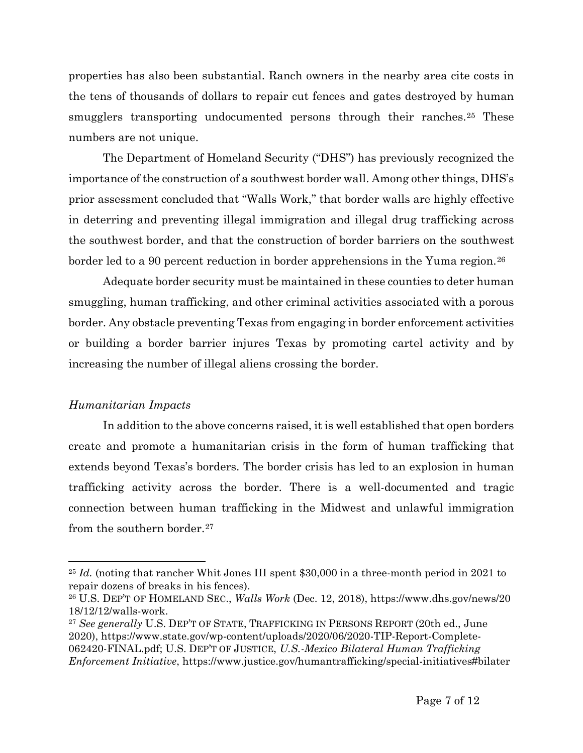properties has also been substantial. Ranch owners in the nearby area cite costs in the tens of thousands of dollars to repair cut fences and gates destroyed by human smugglers transporting undocumented persons through their ranches.[25] These numbers are not unique.

The Department of Homeland Security ("DHS") has previously recognized the importance of the construction of a southwest border wall. Among other things, DHS's prior assessment concluded that "Walls Work," that border walls are highly effective in deterring and preventing illegal immigration and illegal drug trafficking across the southwest border, and that the construction of border barriers on the southwest border led to a 90 percent reduction in border apprehensions in the Yuma region.[26]

Adequate border security must be maintained in these counties to deter human smuggling, human trafficking, and other criminal activities associated with a porous border. Any obstacle preventing Texas from engaging in border enforcement activities or building a border barrier injures Texas by promoting cartel activity and by increasing the number of illegal aliens crossing the border.

*Humanitarian Impacts*

In addition to the above concerns raised, it is well established that open borders create and promote a humanitarian crisis in the form of human trafficking that extends beyond Texas's borders. The border crisis has led to an explosion in human trafficking activity across the border. There is a well-documented and tragic connection between human trafficking in the Midwest and unlawful immigration from the southern border.[27]

---

[25] *Id.* (noting that rancher Whit Jones III spent $30,000 in a three-month period in 2021 to repair dozens of breaks in his fences).

[26] U.S. DEP'T OF HOMELAND SEC., *Walls Work* (Dec. 12, 2018), https://www.dhs.gov/news/2018/12/12/walls-work.

[27] *See generally* U.S. DEP'T OF STATE, TRAFFICKING IN PERSONS REPORT (20th ed., June 2020), https://www.state.gov/wp-content/uploads/2020/06/2020-TIP-Report-Complete-062420-FINAL.pdf; U.S. DEP'T OF JUSTICE, *U.S.-Mexico Bilateral Human Trafficking Enforcement Initiative*, https://www.justice.gov/humantrafficking/special-initiatives#bilater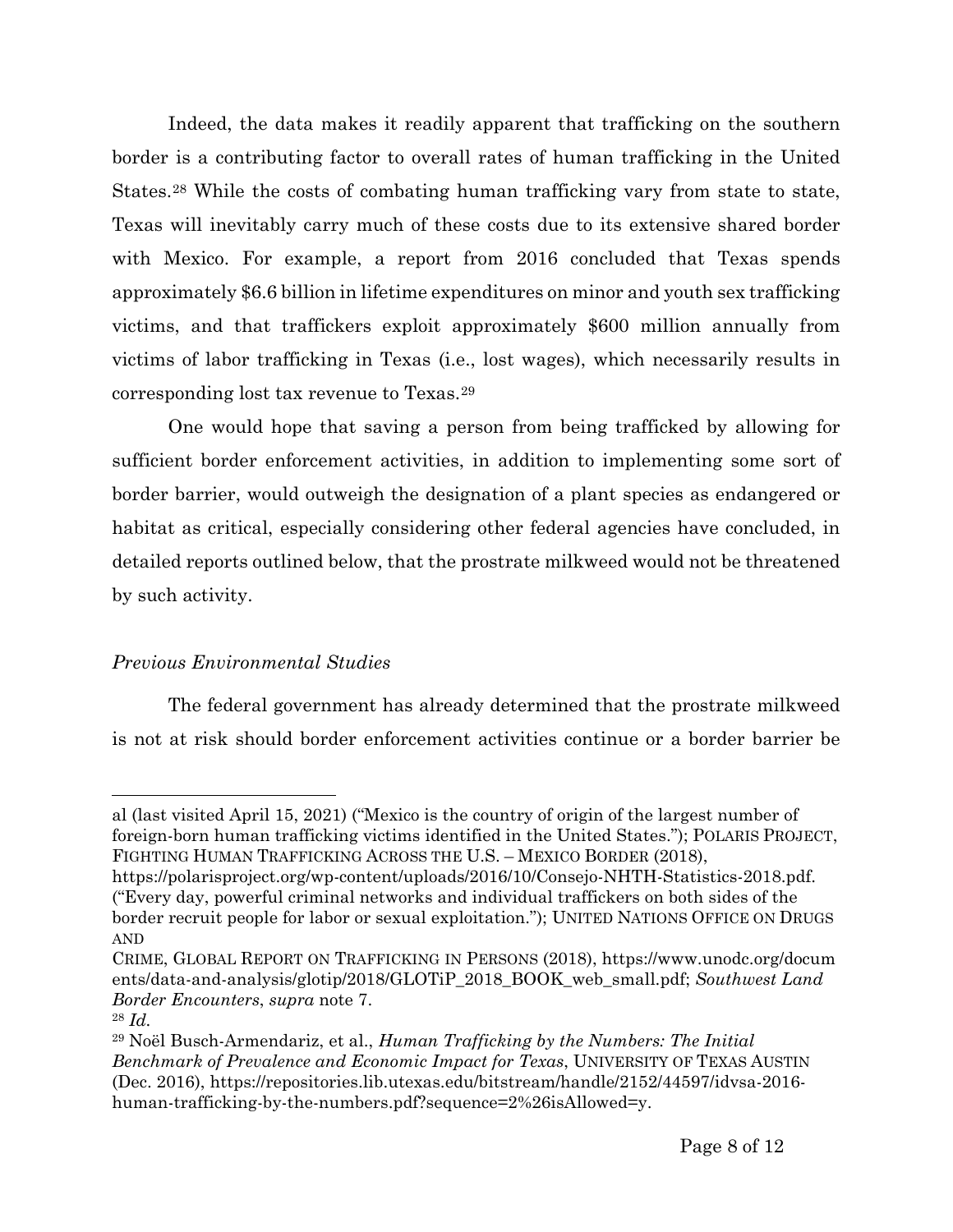Indeed, the data makes it readily apparent that trafficking on the southern border is a contributing factor to overall rates of human trafficking in the United States.[28] While the costs of combating human trafficking vary from state to state, Texas will inevitably carry much of these costs due to its extensive shared border with Mexico. For example, a report from 2016 concluded that Texas spends approximately $6.6 billion in lifetime expenditures on minor and youth sex trafficking victims, and that traffickers exploit approximately $600 million annually from victims of labor trafficking in Texas (i.e., lost wages), which necessarily results in corresponding lost tax revenue to Texas.[29]

One would hope that saving a person from being trafficked by allowing for sufficient border enforcement activities, in addition to implementing some sort of border barrier, would outweigh the designation of a plant species as endangered or habitat as critical, especially considering other federal agencies have concluded, in detailed reports outlined below, that the prostrate milkweed would not be threatened by such activity.

*Previous Environmental Studies*

The federal government has already determined that the prostrate milkweed is not at risk should border enforcement activities continue or a border barrier be

---

al (last visited April 15, 2021) ("Mexico is the country of origin of the largest number of foreign-born human trafficking victims identified in the United States."); POLARIS PROJECT, FIGHTING HUMAN TRAFFICKING ACROSS THE U.S. – MEXICO BORDER (2018), https://polarisproject.org/wp-content/uploads/2016/10/Consejo-NHTH-Statistics-2018.pdf. ("Every day, powerful criminal networks and individual traffickers on both sides of the border recruit people for labor or sexual exploitation."); UNITED NATIONS OFFICE ON DRUGS AND CRIME, GLOBAL REPORT ON TRAFFICKING IN PERSONS (2018), https://www.unodc.org/documents/data-and-analysis/glotip/2018/GLOTiP_2018_BOOK_web_small.pdf; *Southwest Land Border Encounters*, *supra* note 7.

[28] *Id.*

[29] Noël Busch-Armendariz, et al., *Human Trafficking by the Numbers: The Initial Benchmark of Prevalence and Economic Impact for Texas*, UNIVERSITY OF TEXAS AUSTIN (Dec. 2016), https://repositories.lib.utexas.edu/bitstream/handle/2152/44597/idvsa-2016-human-trafficking-by-the-numbers.pdf?sequence=2%26isAllowed=y.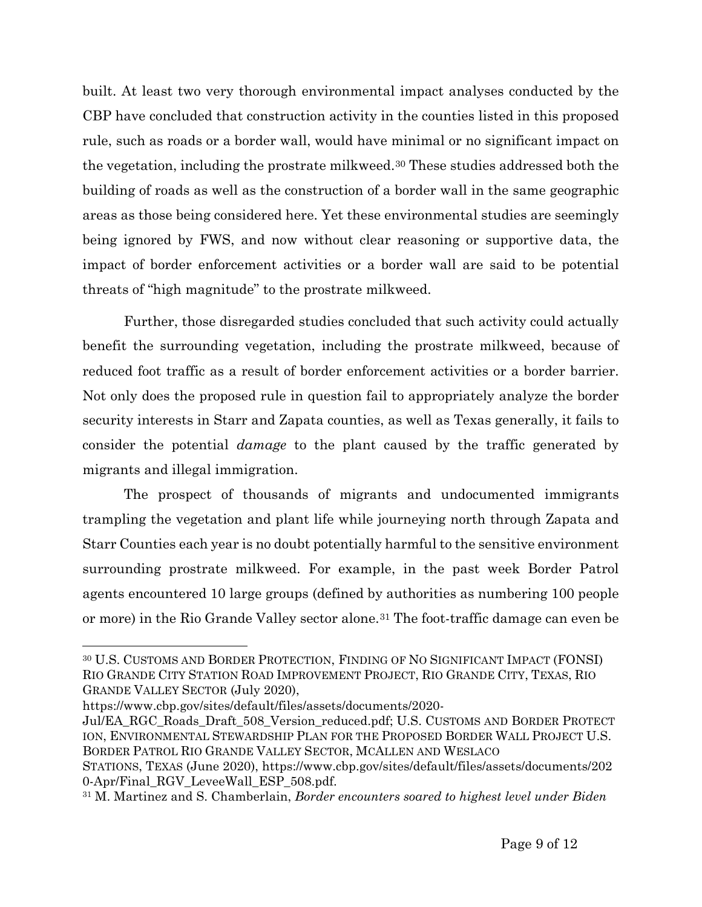built. At least two very thorough environmental impact analyses conducted by the CBP have concluded that construction activity in the counties listed in this proposed rule, such as roads or a border wall, would have minimal or no significant impact on the vegetation, including the prostrate milkweed.[30] These studies addressed both the building of roads as well as the construction of a border wall in the same geographic areas as those being considered here. Yet these environmental studies are seemingly being ignored by FWS, and now without clear reasoning or supportive data, the impact of border enforcement activities or a border wall are said to be potential threats of "high magnitude" to the prostrate milkweed.

Further, those disregarded studies concluded that such activity could actually benefit the surrounding vegetation, including the prostrate milkweed, because of reduced foot traffic as a result of border enforcement activities or a border barrier. Not only does the proposed rule in question fail to appropriately analyze the border security interests in Starr and Zapata counties, as well as Texas generally, it fails to consider the potential *damage* to the plant caused by the traffic generated by migrants and illegal immigration.

The prospect of thousands of migrants and undocumented immigrants trampling the vegetation and plant life while journeying north through Zapata and Starr Counties each year is no doubt potentially harmful to the sensitive environment surrounding prostrate milkweed. For example, in the past week Border Patrol agents encountered 10 large groups (defined by authorities as numbering 100 people or more) in the Rio Grande Valley sector alone.[31] The foot-traffic damage can even be

---

[30] U.S. CUSTOMS AND BORDER PROTECTION, FINDING OF NO SIGNIFICANT IMPACT (FONSI) RIO GRANDE CITY STATION ROAD IMPROVEMENT PROJECT, RIO GRANDE CITY, TEXAS, RIO GRANDE VALLEY SECTOR (July 2020), https://www.cbp.gov/sites/default/files/assets/documents/2020-Jul/EA_RGC_Roads_Draft_508_Version_reduced.pdf; U.S. CUSTOMS AND BORDER PROTECTION, ENVIRONMENTAL STEWARDSHIP PLAN FOR THE PROPOSED BORDER WALL PROJECT U.S. BORDER PATROL RIO GRANDE VALLEY SECTOR, MCALLEN AND WESLACO STATIONS, TEXAS (June 2020), https://www.cbp.gov/sites/default/files/assets/documents/2020-Apr/Final_RGV_LeveeWall_ESP_508.pdf.

[31] M. Martinez and S. Chamberlain, *Border encounters soared to highest level under Biden*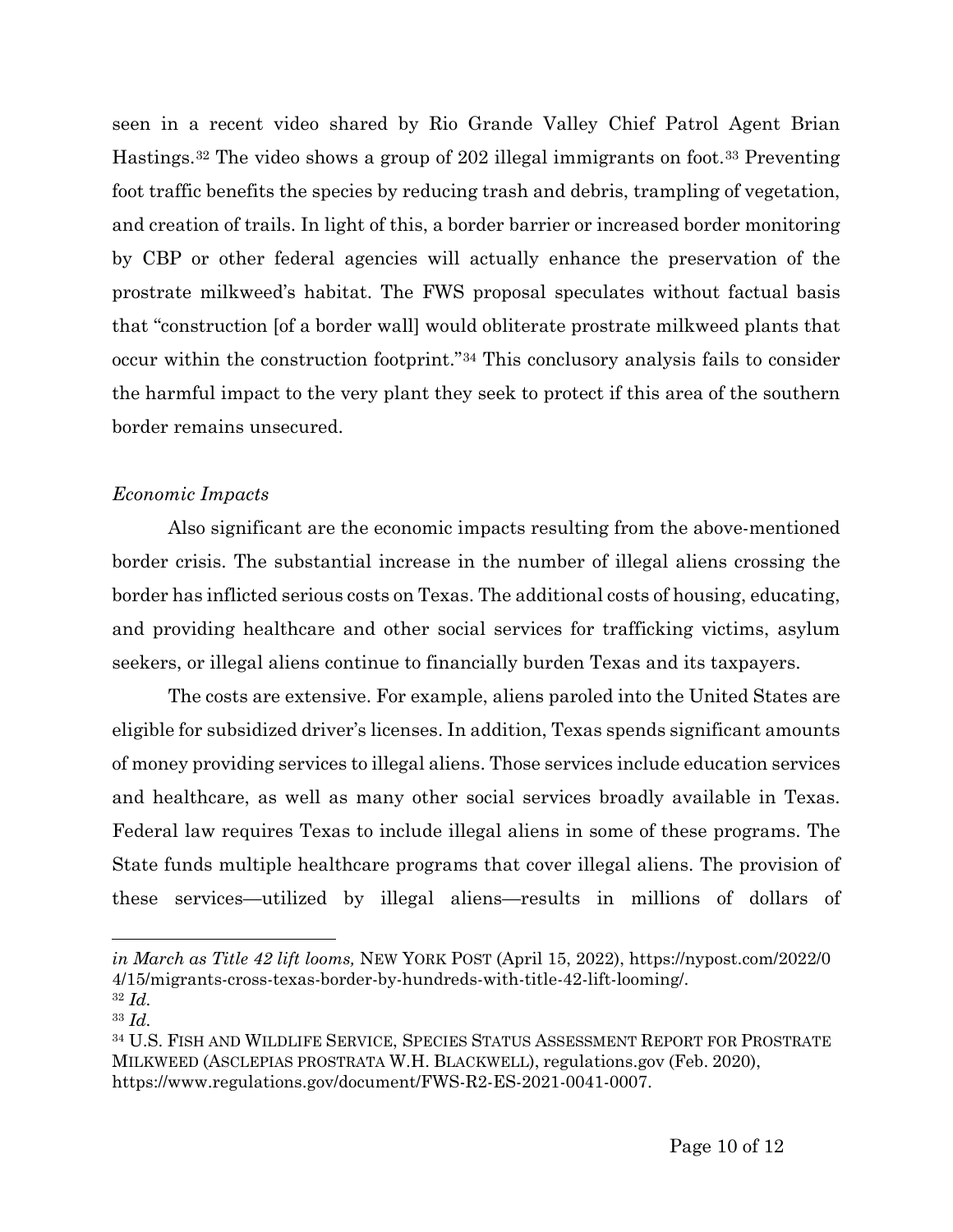seen in a recent video shared by Rio Grande Valley Chief Patrol Agent Brian Hastings.[32] The video shows a group of 202 illegal immigrants on foot.[33] Preventing foot traffic benefits the species by reducing trash and debris, trampling of vegetation, and creation of trails. In light of this, a border barrier or increased border monitoring by CBP or other federal agencies will actually enhance the preservation of the prostrate milkweed's habitat. The FWS proposal speculates without factual basis that "construction [of a border wall] would obliterate prostrate milkweed plants that occur within the construction footprint."[34] This conclusory analysis fails to consider the harmful impact to the very plant they seek to protect if this area of the southern border remains unsecured.

*Economic Impacts*

Also significant are the economic impacts resulting from the above-mentioned border crisis. The substantial increase in the number of illegal aliens crossing the border has inflicted serious costs on Texas. The additional costs of housing, educating, and providing healthcare and other social services for trafficking victims, asylum seekers, or illegal aliens continue to financially burden Texas and its taxpayers.

The costs are extensive. For example, aliens paroled into the United States are eligible for subsidized driver's licenses. In addition, Texas spends significant amounts of money providing services to illegal aliens. Those services include education services and healthcare, as well as many other social services broadly available in Texas. Federal law requires Texas to include illegal aliens in some of these programs. The State funds multiple healthcare programs that cover illegal aliens. The provision of these services—utilized by illegal aliens—results in millions of dollars of

---

*in March as Title 42 lift looms,* NEW YORK POST (April 15, 2022), https://nypost.com/2022/04/15/migrants-cross-texas-border-by-hundreds-with-title-42-lift-looming/.

[32] *Id.*

[33] *Id.*

[34] U.S. FISH AND WILDLIFE SERVICE, SPECIES STATUS ASSESSMENT REPORT FOR PROSTRATE MILKWEED (ASCLEPIAS PROSTRATA W.H. BLACKWELL), regulations.gov (Feb. 2020), https://www.regulations.gov/document/FWS-R2-ES-2021-0041-0007.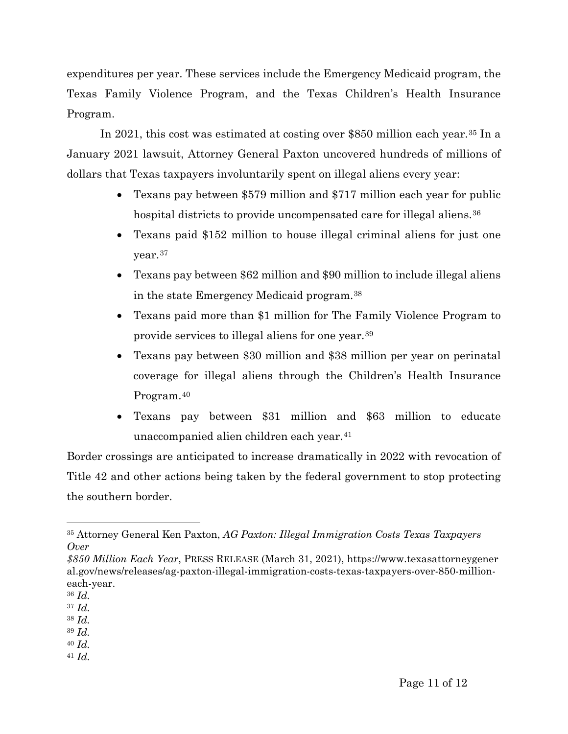expenditures per year. These services include the Emergency Medicaid program, the Texas Family Violence Program, and the Texas Children's Health Insurance Program.

In 2021, this cost was estimated at costing over $850 million each year.[35] In a January 2021 lawsuit, Attorney General Paxton uncovered hundreds of millions of dollars that Texas taxpayers involuntarily spent on illegal aliens every year:

- Texans pay between $579 million and $717 million each year for public hospital districts to provide uncompensated care for illegal aliens.[36]
- Texans paid $152 million to house illegal criminal aliens for just one year.[37]
- Texans pay between $62 million and $90 million to include illegal aliens in the state Emergency Medicaid program.[38]
- Texans paid more than $1 million for The Family Violence Program to provide services to illegal aliens for one year.[39]
- Texans pay between $30 million and $38 million per year on perinatal coverage for illegal aliens through the Children's Health Insurance Program.[40]
- Texans pay between $31 million and $63 million to educate unaccompanied alien children each year.[41]

Border crossings are anticipated to increase dramatically in 2022 with revocation of Title 42 and other actions being taken by the federal government to stop protecting the southern border.

---

[35] Attorney General Ken Paxton, *AG Paxton: Illegal Immigration Costs Texas Taxpayers Over $850 Million Each Year*, PRESS RELEASE (March 31, 2021), https://www.texasattorneygeneral.gov/news/releases/ag-paxton-illegal-immigration-costs-texas-taxpayers-over-850-million-each-year.

[36] *Id.*

[37] *Id.*

[38] *Id.*

[39] *Id.*

[40] *Id.*

[41] *Id.*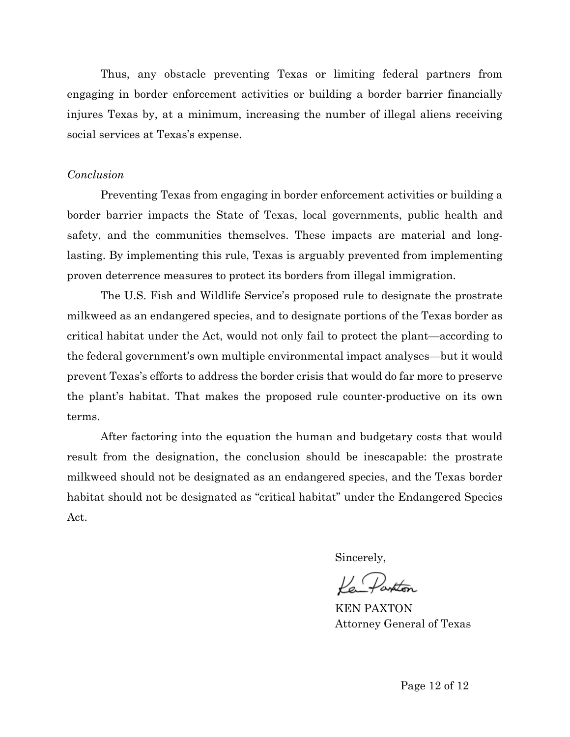Thus, any obstacle preventing Texas or limiting federal partners from engaging in border enforcement activities or building a border barrier financially injures Texas by, at a minimum, increasing the number of illegal aliens receiving social services at Texas's expense.

*Conclusion*

Preventing Texas from engaging in border enforcement activities or building a border barrier impacts the State of Texas, local governments, public health and safety, and the communities themselves. These impacts are material and long-lasting. By implementing this rule, Texas is arguably prevented from implementing proven deterrence measures to protect its borders from illegal immigration.

The U.S. Fish and Wildlife Service's proposed rule to designate the prostrate milkweed as an endangered species, and to designate portions of the Texas border as critical habitat under the Act, would not only fail to protect the plant—according to the federal government's own multiple environmental impact analyses—but it would prevent Texas's efforts to address the border crisis that would do far more to preserve the plant's habitat. That makes the proposed rule counter-productive on its own terms.

After factoring into the equation the human and budgetary costs that would result from the designation, the conclusion should be inescapable: the prostrate milkweed should not be designated as an endangered species, and the Texas border habitat should not be designated as "critical habitat" under the Endangered Species Act.

Sincerely,

Ken Paxton

KEN PAXTON
Attorney General of Texas